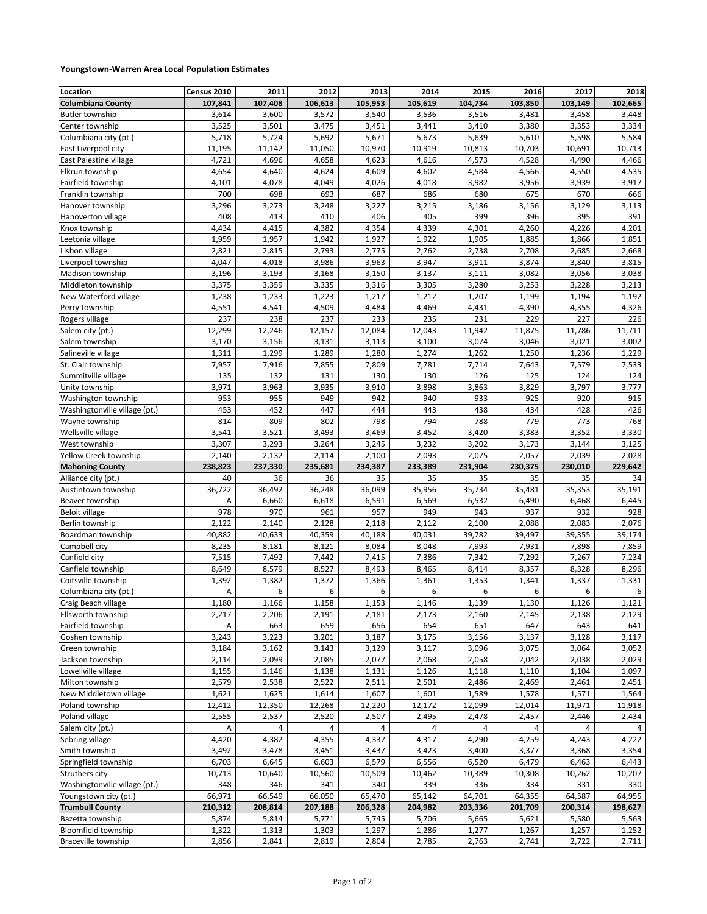## Youngstown-Warren Area Local Population Estimates

| Location | Census 2010 | 2011 | 2012 | 2013 | 2014 | 2015 | 2016 | 2017 | 2018 |
|---|---|---|---|---|---|---|---|---|---|
| **Columbiana County** | **107,841** | **107,408** | **106,613** | **105,953** | **105,619** | **104,734** | **103,850** | **103,149** | **102,665** |
| Butler township | 3,614 | 3,600 | 3,572 | 3,540 | 3,536 | 3,516 | 3,481 | 3,458 | 3,448 |
| Center township | 3,525 | 3,501 | 3,475 | 3,451 | 3,441 | 3,410 | 3,380 | 3,353 | 3,334 |
| Columbiana city (pt.) | 5,718 | 5,724 | 5,692 | 5,671 | 5,673 | 5,639 | 5,610 | 5,598 | 5,584 |
| East Liverpool city | 11,195 | 11,142 | 11,050 | 10,970 | 10,919 | 10,813 | 10,703 | 10,691 | 10,713 |
| East Palestine village | 4,721 | 4,696 | 4,658 | 4,623 | 4,616 | 4,573 | 4,528 | 4,490 | 4,466 |
| Elkrun township | 4,654 | 4,640 | 4,624 | 4,609 | 4,602 | 4,584 | 4,566 | 4,550 | 4,535 |
| Fairfield township | 4,101 | 4,078 | 4,049 | 4,026 | 4,018 | 3,982 | 3,956 | 3,939 | 3,917 |
| Franklin township | 700 | 698 | 693 | 687 | 686 | 680 | 675 | 670 | 666 |
| Hanover township | 3,296 | 3,273 | 3,248 | 3,227 | 3,215 | 3,186 | 3,156 | 3,129 | 3,113 |
| Hanoverton village | 408 | 413 | 410 | 406 | 405 | 399 | 396 | 395 | 391 |
| Knox township | 4,434 | 4,415 | 4,382 | 4,354 | 4,339 | 4,301 | 4,260 | 4,226 | 4,201 |
| Leetonia village | 1,959 | 1,957 | 1,942 | 1,927 | 1,922 | 1,905 | 1,885 | 1,866 | 1,851 |
| Lisbon village | 2,821 | 2,815 | 2,793 | 2,775 | 2,762 | 2,738 | 2,708 | 2,685 | 2,668 |
| Liverpool township | 4,047 | 4,018 | 3,986 | 3,963 | 3,947 | 3,911 | 3,874 | 3,840 | 3,815 |
| Madison township | 3,196 | 3,193 | 3,168 | 3,150 | 3,137 | 3,111 | 3,082 | 3,056 | 3,038 |
| Middleton township | 3,375 | 3,359 | 3,335 | 3,316 | 3,305 | 3,280 | 3,253 | 3,228 | 3,213 |
| New Waterford village | 1,238 | 1,233 | 1,223 | 1,217 | 1,212 | 1,207 | 1,199 | 1,194 | 1,192 |
| Perry township | 4,551 | 4,541 | 4,509 | 4,484 | 4,469 | 4,431 | 4,390 | 4,355 | 4,326 |
| Rogers village | 237 | 238 | 237 | 233 | 235 | 231 | 229 | 227 | 226 |
| Salem city (pt.) | 12,299 | 12,246 | 12,157 | 12,084 | 12,043 | 11,942 | 11,875 | 11,786 | 11,711 |
| Salem township | 3,170 | 3,156 | 3,131 | 3,113 | 3,100 | 3,074 | 3,046 | 3,021 | 3,002 |
| Salineville village | 1,311 | 1,299 | 1,289 | 1,280 | 1,274 | 1,262 | 1,250 | 1,236 | 1,229 |
| St. Clair township | 7,957 | 7,916 | 7,855 | 7,809 | 7,781 | 7,714 | 7,643 | 7,579 | 7,533 |
| Summitville village | 135 | 132 | 131 | 130 | 130 | 126 | 125 | 124 | 124 |
| Unity township | 3,971 | 3,963 | 3,935 | 3,910 | 3,898 | 3,863 | 3,829 | 3,797 | 3,777 |
| Washington township | 953 | 955 | 949 | 942 | 940 | 933 | 925 | 920 | 915 |
| Washingtonville village (pt.) | 453 | 452 | 447 | 444 | 443 | 438 | 434 | 428 | 426 |
| Wayne township | 814 | 809 | 802 | 798 | 794 | 788 | 779 | 773 | 768 |
| Wellsville village | 3,541 | 3,521 | 3,493 | 3,469 | 3,452 | 3,420 | 3,383 | 3,352 | 3,330 |
| West township | 3,307 | 3,293 | 3,264 | 3,245 | 3,232 | 3,202 | 3,173 | 3,144 | 3,125 |
| Yellow Creek township | 2,140 | 2,132 | 2,114 | 2,100 | 2,093 | 2,075 | 2,057 | 2,039 | 2,028 |
| **Mahoning County** | **238,823** | **237,330** | **235,681** | **234,387** | **233,389** | **231,904** | **230,375** | **230,010** | **229,642** |
| Alliance city (pt.) | 40 | 36 | 36 | 35 | 35 | 35 | 35 | 35 | 34 |
| Austintown township | 36,722 | 36,492 | 36,248 | 36,099 | 35,956 | 35,734 | 35,481 | 35,353 | 35,191 |
| Beaver township | A | 6,660 | 6,618 | 6,591 | 6,569 | 6,532 | 6,490 | 6,468 | 6,445 |
| Beloit village | 978 | 970 | 961 | 957 | 949 | 943 | 937 | 932 | 928 |
| Berlin township | 2,122 | 2,140 | 2,128 | 2,118 | 2,112 | 2,100 | 2,088 | 2,083 | 2,076 |
| Boardman township | 40,882 | 40,633 | 40,359 | 40,188 | 40,031 | 39,782 | 39,497 | 39,355 | 39,174 |
| Campbell city | 8,235 | 8,181 | 8,121 | 8,084 | 8,048 | 7,993 | 7,931 | 7,898 | 7,859 |
| Canfield city | 7,515 | 7,492 | 7,442 | 7,415 | 7,386 | 7,342 | 7,292 | 7,267 | 7,234 |
| Canfield township | 8,649 | 8,579 | 8,527 | 8,493 | 8,465 | 8,414 | 8,357 | 8,328 | 8,296 |
| Coitsville township | 1,392 | 1,382 | 1,372 | 1,366 | 1,361 | 1,353 | 1,341 | 1,337 | 1,331 |
| Columbiana city (pt.) | A | 6 | 6 | 6 | 6 | 6 | 6 | 6 | 6 |
| Craig Beach village | 1,180 | 1,166 | 1,158 | 1,153 | 1,146 | 1,139 | 1,130 | 1,126 | 1,121 |
| Ellsworth township | 2,217 | 2,206 | 2,191 | 2,181 | 2,173 | 2,160 | 2,145 | 2,138 | 2,129 |
| Fairfield township | A | 663 | 659 | 656 | 654 | 651 | 647 | 643 | 641 |
| Goshen township | 3,243 | 3,223 | 3,201 | 3,187 | 3,175 | 3,156 | 3,137 | 3,128 | 3,117 |
| Green township | 3,184 | 3,162 | 3,143 | 3,129 | 3,117 | 3,096 | 3,075 | 3,064 | 3,052 |
| Jackson township | 2,114 | 2,099 | 2,085 | 2,077 | 2,068 | 2,058 | 2,042 | 2,038 | 2,029 |
| Lowellville village | 1,155 | 1,146 | 1,138 | 1,131 | 1,126 | 1,118 | 1,110 | 1,104 | 1,097 |
| Milton township | 2,579 | 2,538 | 2,522 | 2,511 | 2,501 | 2,486 | 2,469 | 2,461 | 2,451 |
| New Middletown village | 1,621 | 1,625 | 1,614 | 1,607 | 1,601 | 1,589 | 1,578 | 1,571 | 1,564 |
| Poland township | 12,412 | 12,350 | 12,268 | 12,220 | 12,172 | 12,099 | 12,014 | 11,971 | 11,918 |
| Poland village | 2,555 | 2,537 | 2,520 | 2,507 | 2,495 | 2,478 | 2,457 | 2,446 | 2,434 |
| Salem city (pt.) | A | 4 | 4 | 4 | 4 | 4 | 4 | 4 | 4 |
| Sebring village | 4,420 | 4,382 | 4,355 | 4,337 | 4,317 | 4,290 | 4,259 | 4,243 | 4,222 |
| Smith township | 3,492 | 3,478 | 3,451 | 3,437 | 3,423 | 3,400 | 3,377 | 3,368 | 3,354 |
| Springfield township | 6,703 | 6,645 | 6,603 | 6,579 | 6,556 | 6,520 | 6,479 | 6,463 | 6,443 |
| Struthers city | 10,713 | 10,640 | 10,560 | 10,509 | 10,462 | 10,389 | 10,308 | 10,262 | 10,207 |
| Washingtonville village (pt.) | 348 | 346 | 341 | 340 | 339 | 336 | 334 | 331 | 330 |
| Youngstown city (pt.) | 66,971 | 66,549 | 66,050 | 65,470 | 65,142 | 64,701 | 64,355 | 64,587 | 64,955 |
| **Trumbull County** | **210,312** | **208,814** | **207,188** | **206,328** | **204,982** | **203,336** | **201,709** | **200,314** | **198,627** |
| Bazetta township | 5,874 | 5,814 | 5,771 | 5,745 | 5,706 | 5,665 | 5,621 | 5,580 | 5,563 |
| Bloomfield township | 1,322 | 1,313 | 1,303 | 1,297 | 1,286 | 1,277 | 1,267 | 1,257 | 1,252 |
| Braceville township | 2,856 | 2,841 | 2,819 | 2,804 | 2,785 | 2,763 | 2,741 | 2,722 | 2,711 |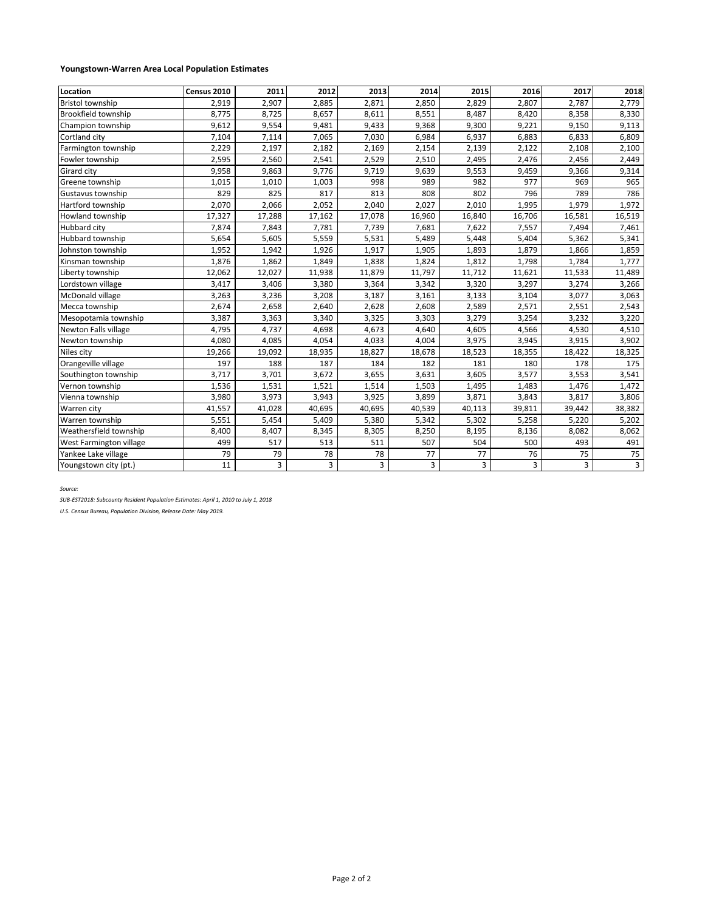**Youngstown-Warren Area Local Population Estimates**

| Location | Census 2010 | 2011 | 2012 | 2013 | 2014 | 2015 | 2016 | 2017 | 2018 |
|---|---|---|---|---|---|---|---|---|---|
| Bristol township | 2,919 | 2,907 | 2,885 | 2,871 | 2,850 | 2,829 | 2,807 | 2,787 | 2,779 |
| Brookfield township | 8,775 | 8,725 | 8,657 | 8,611 | 8,551 | 8,487 | 8,420 | 8,358 | 8,330 |
| Champion township | 9,612 | 9,554 | 9,481 | 9,433 | 9,368 | 9,300 | 9,221 | 9,150 | 9,113 |
| Cortland city | 7,104 | 7,114 | 7,065 | 7,030 | 6,984 | 6,937 | 6,883 | 6,833 | 6,809 |
| Farmington township | 2,229 | 2,197 | 2,182 | 2,169 | 2,154 | 2,139 | 2,122 | 2,108 | 2,100 |
| Fowler township | 2,595 | 2,560 | 2,541 | 2,529 | 2,510 | 2,495 | 2,476 | 2,456 | 2,449 |
| Girard city | 9,958 | 9,863 | 9,776 | 9,719 | 9,639 | 9,553 | 9,459 | 9,366 | 9,314 |
| Greene township | 1,015 | 1,010 | 1,003 | 998 | 989 | 982 | 977 | 969 | 965 |
| Gustavus township | 829 | 825 | 817 | 813 | 808 | 802 | 796 | 789 | 786 |
| Hartford township | 2,070 | 2,066 | 2,052 | 2,040 | 2,027 | 2,010 | 1,995 | 1,979 | 1,972 |
| Howland township | 17,327 | 17,288 | 17,162 | 17,078 | 16,960 | 16,840 | 16,706 | 16,581 | 16,519 |
| Hubbard city | 7,874 | 7,843 | 7,781 | 7,739 | 7,681 | 7,622 | 7,557 | 7,494 | 7,461 |
| Hubbard township | 5,654 | 5,605 | 5,559 | 5,531 | 5,489 | 5,448 | 5,404 | 5,362 | 5,341 |
| Johnston township | 1,952 | 1,942 | 1,926 | 1,917 | 1,905 | 1,893 | 1,879 | 1,866 | 1,859 |
| Kinsman township | 1,876 | 1,862 | 1,849 | 1,838 | 1,824 | 1,812 | 1,798 | 1,784 | 1,777 |
| Liberty township | 12,062 | 12,027 | 11,938 | 11,879 | 11,797 | 11,712 | 11,621 | 11,533 | 11,489 |
| Lordstown village | 3,417 | 3,406 | 3,380 | 3,364 | 3,342 | 3,320 | 3,297 | 3,274 | 3,266 |
| McDonald village | 3,263 | 3,236 | 3,208 | 3,187 | 3,161 | 3,133 | 3,104 | 3,077 | 3,063 |
| Mecca township | 2,674 | 2,658 | 2,640 | 2,628 | 2,608 | 2,589 | 2,571 | 2,551 | 2,543 |
| Mesopotamia township | 3,387 | 3,363 | 3,340 | 3,325 | 3,303 | 3,279 | 3,254 | 3,232 | 3,220 |
| Newton Falls village | 4,795 | 4,737 | 4,698 | 4,673 | 4,640 | 4,605 | 4,566 | 4,530 | 4,510 |
| Newton township | 4,080 | 4,085 | 4,054 | 4,033 | 4,004 | 3,975 | 3,945 | 3,915 | 3,902 |
| Niles city | 19,266 | 19,092 | 18,935 | 18,827 | 18,678 | 18,523 | 18,355 | 18,422 | 18,325 |
| Orangeville village | 197 | 188 | 187 | 184 | 182 | 181 | 180 | 178 | 175 |
| Southington township | 3,717 | 3,701 | 3,672 | 3,655 | 3,631 | 3,605 | 3,577 | 3,553 | 3,541 |
| Vernon township | 1,536 | 1,531 | 1,521 | 1,514 | 1,503 | 1,495 | 1,483 | 1,476 | 1,472 |
| Vienna township | 3,980 | 3,973 | 3,943 | 3,925 | 3,899 | 3,871 | 3,843 | 3,817 | 3,806 |
| Warren city | 41,557 | 41,028 | 40,695 | 40,695 | 40,539 | 40,113 | 39,811 | 39,442 | 38,382 |
| Warren township | 5,551 | 5,454 | 5,409 | 5,380 | 5,342 | 5,302 | 5,258 | 5,220 | 5,202 |
| Weathersfield township | 8,400 | 8,407 | 8,345 | 8,305 | 8,250 | 8,195 | 8,136 | 8,082 | 8,062 |
| West Farmington village | 499 | 517 | 513 | 511 | 507 | 504 | 500 | 493 | 491 |
| Yankee Lake village | 79 | 79 | 78 | 78 | 77 | 77 | 76 | 75 | 75 |
| Youngstown city (pt.) | 11 | 3 | 3 | 3 | 3 | 3 | 3 | 3 | 3 |

*Source:*

*SUB-EST2018: Subcounty Resident Population Estimates: April 1, 2010 to July 1, 2018*

*U.S. Census Bureau, Population Division, Release Date: May 2019.*